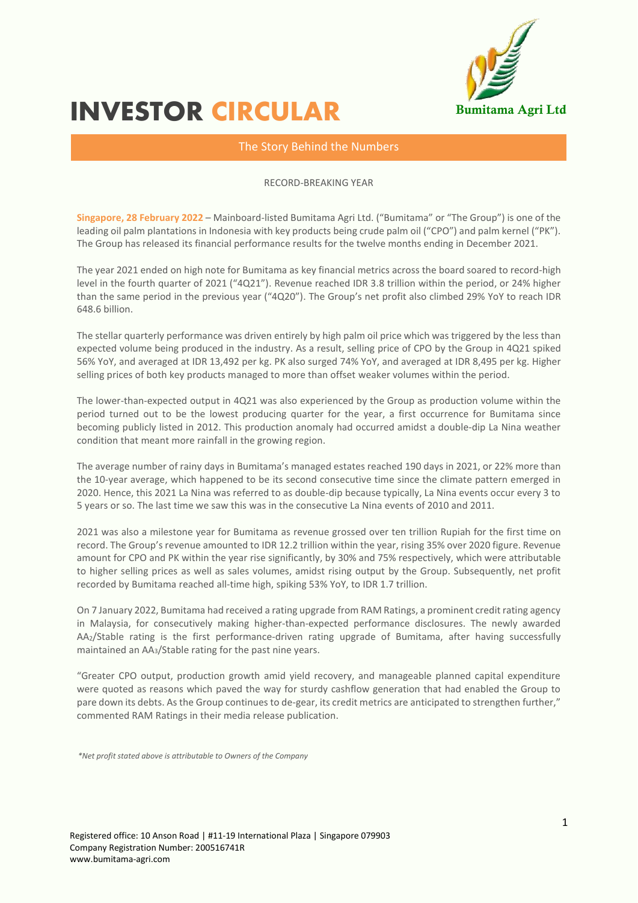# INVESTOR CIRCULAR

Bumitama Agri Ltd

## The Story Behind the Numbers

RECORD-BREAKING YEAR

**Singapore, 28 February 2022** – Mainboard-listed Bumitama Agri Ltd. ("Bumitama" or "The Group") is one of the leading oil palm plantations in Indonesia with key products being crude palm oil ("CPO") and palm kernel ("PK"). The Group has released its financial performance results for the twelve months ending in December 2021.

The year 2021 ended on high note for Bumitama as key financial metrics across the board soared to record-high level in the fourth quarter of 2021 ("4Q21"). Revenue reached IDR 3.8 trillion within the period, or 24% higher than the same period in the previous year ("4Q20"). The Group's net profit also climbed 29% YoY to reach IDR 648.6 billion.

The stellar quarterly performance was driven entirely by high palm oil price which was triggered by the less than expected volume being produced in the industry. As a result, selling price of CPO by the Group in 4Q21 spiked 56% YoY, and averaged at IDR 13,492 per kg. PK also surged 74% YoY, and averaged at IDR 8,495 per kg. Higher selling prices of both key products managed to more than offset weaker volumes within the period.

The lower-than-expected output in 4Q21 was also experienced by the Group as production volume within the period turned out to be the lowest producing quarter for the year, a first occurrence for Bumitama since becoming publicly listed in 2012. This production anomaly had occurred amidst a double-dip La Nina weather condition that meant more rainfall in the growing region.

The average number of rainy days in Bumitama's managed estates reached 190 days in 2021, or 22% more than the 10-year average, which happened to be its second consecutive time since the climate pattern emerged in 2020. Hence, this 2021 La Nina was referred to as double-dip because typically, La Nina events occur every 3 to 5 years or so. The last time we saw this was in the consecutive La Nina events of 2010 and 2011.

2021 was also a milestone year for Bumitama as revenue grossed over ten trillion Rupiah for the first time on record. The Group's revenue amounted to IDR 12.2 trillion within the year, rising 35% over 2020 figure. Revenue amount for CPO and PK within the year rise significantly, by 30% and 75% respectively, which were attributable to higher selling prices as well as sales volumes, amidst rising output by the Group. Subsequently, net profit recorded by Bumitama reached all-time high, spiking 53% YoY, to IDR 1.7 trillion.

On 7 January 2022, Bumitama had received a rating upgrade from RAM Ratings, a prominent credit rating agency in Malaysia, for consecutively making higher-than-expected performance disclosures. The newly awarded $AA_2$/Stable rating is the first performance-driven rating upgrade of Bumitama, after having successfully maintained an $AA_3$/Stable rating for the past nine years.

"Greater CPO output, production growth amid yield recovery, and manageable planned capital expenditure were quoted as reasons which paved the way for sturdy cashflow generation that had enabled the Group to pare down its debts. As the Group continues to de-gear, its credit metrics are anticipated to strengthen further," commented RAM Ratings in their media release publication.

*\*Net profit stated above is attributable to Owners of the Company*

Registered office: 10 Anson Road | #11-19 International Plaza | Singapore 079903
Company Registration Number: 200516741R
www.bumitama-agri.com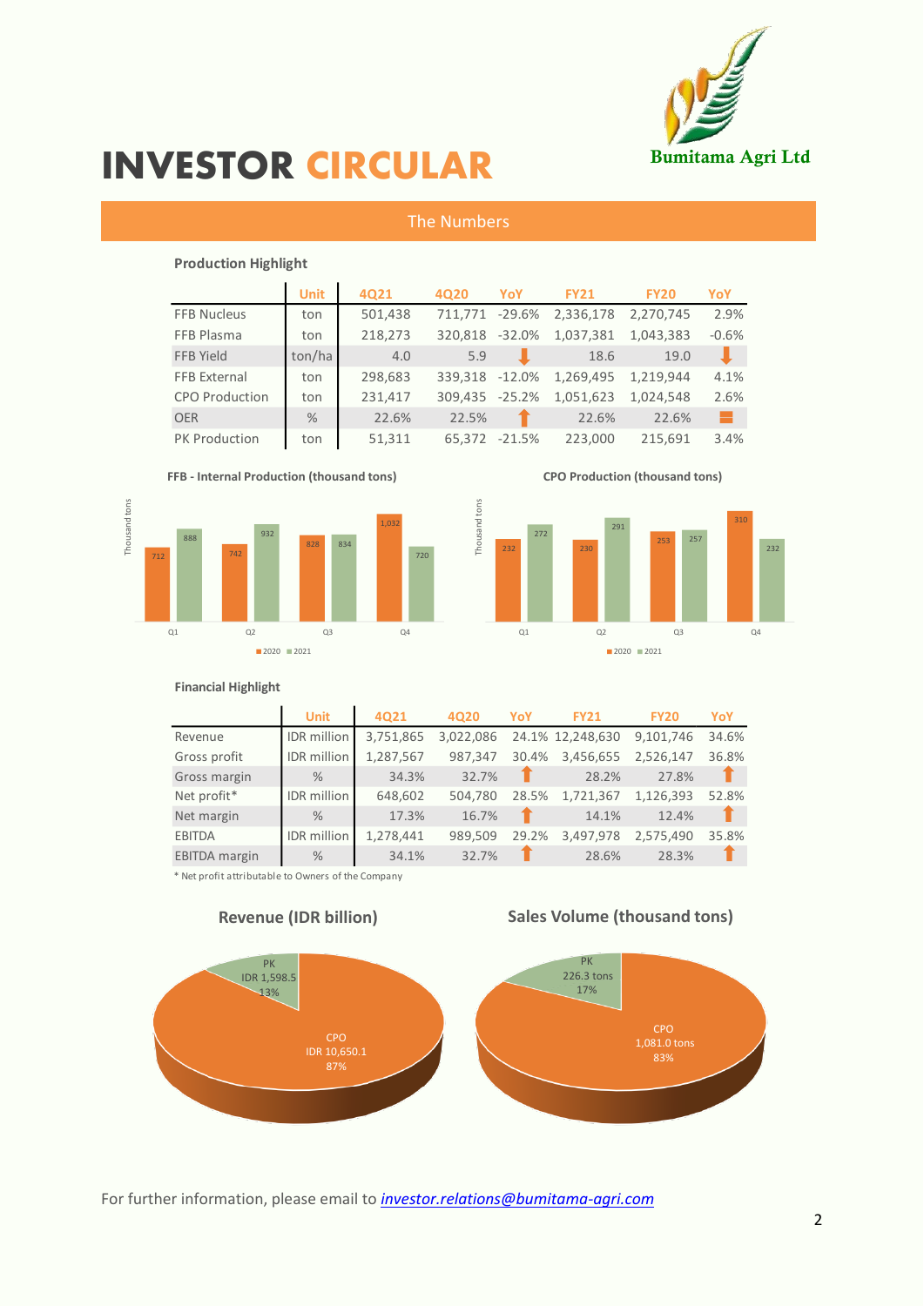# INVESTOR CIRCULAR

Bumitama Agri Ltd

## The Numbers

### Production Highlight

| | Unit | 4Q21 | 4Q20 | YoY | FY21 | FY20 | YoY |
|---|---|---|---|---|---|---|---|
| FFB Nucleus | ton | 501,438 | 711,771 | -29.6% | 2,336,178 | 2,270,745 | 2.9% |
| FFB Plasma | ton | 218,273 | 320,818 | -32.0% | 1,037,381 | 1,043,383 | -0.6% |
| FFB Yield | ton/ha | 4.0 | 5.9 | ↓ | 18.6 | 19.0 | ↓ |
| FFB External | ton | 298,683 | 339,318 | -12.0% | 1,269,495 | 1,219,944 | 4.1% |
| CPO Production | ton | 231,417 | 309,435 | -25.2% | 1,051,623 | 1,024,548 | 2.6% |
| OER | % | 22.6% | 22.5% | ↑ | 22.6% | 22.6% | ▬ |
| PK Production | ton | 51,311 | 65,372 | -21.5% | 223,000 | 215,691 | 3.4% |

FFB - Internal Production (thousand tons)

Thousand tons

712 888 742 932 828 834 1,032 720

Q1 Q2 Q3 Q4

2020 2021

CPO Production (thousand tons)

Thousand tons

232 272 230 291 253 257 310 232

Q1 Q2 Q3 Q4

2020 2021

### Financial Highlight

| | Unit | 4Q21 | 4Q20 | YoY | FY21 | FY20 | YoY |
|---|---|---|---|---|---|---|---|
| Revenue | IDR million | 3,751,865 | 3,022,086 | 24.1% | 12,248,630 | 9,101,746 | 34.6% |
| Gross profit | IDR million | 1,287,567 | 987,347 | 30.4% | 3,456,655 | 2,526,147 | 36.8% |
| Gross margin | % | 34.3% | 32.7% | ↑ | 28.2% | 27.8% | ↑ |
| Net profit* | IDR million | 648,602 | 504,780 | 28.5% | 1,721,367 | 1,126,393 | 52.8% |
| Net margin | % | 17.3% | 16.7% | ↑ | 14.1% | 12.4% | ↑ |
| EBITDA | IDR million | 1,278,441 | 989,509 | 29.2% | 3,497,978 | 2,575,490 | 35.8% |
| EBITDA margin | % | 34.1% | 32.7% | ↑ | 28.6% | 28.3% | ↑ |

\* Net profit attributable to Owners of the Company

Revenue (IDR billion)

PK IDR 1,598.5 13%

CPO IDR 10,650.1 87%

Sales Volume (thousand tons)

PK 226.3 tons 17%

CPO 1,081.0 tons 83%

For further information, please email to *investor.relations@bumitama-agri.com*